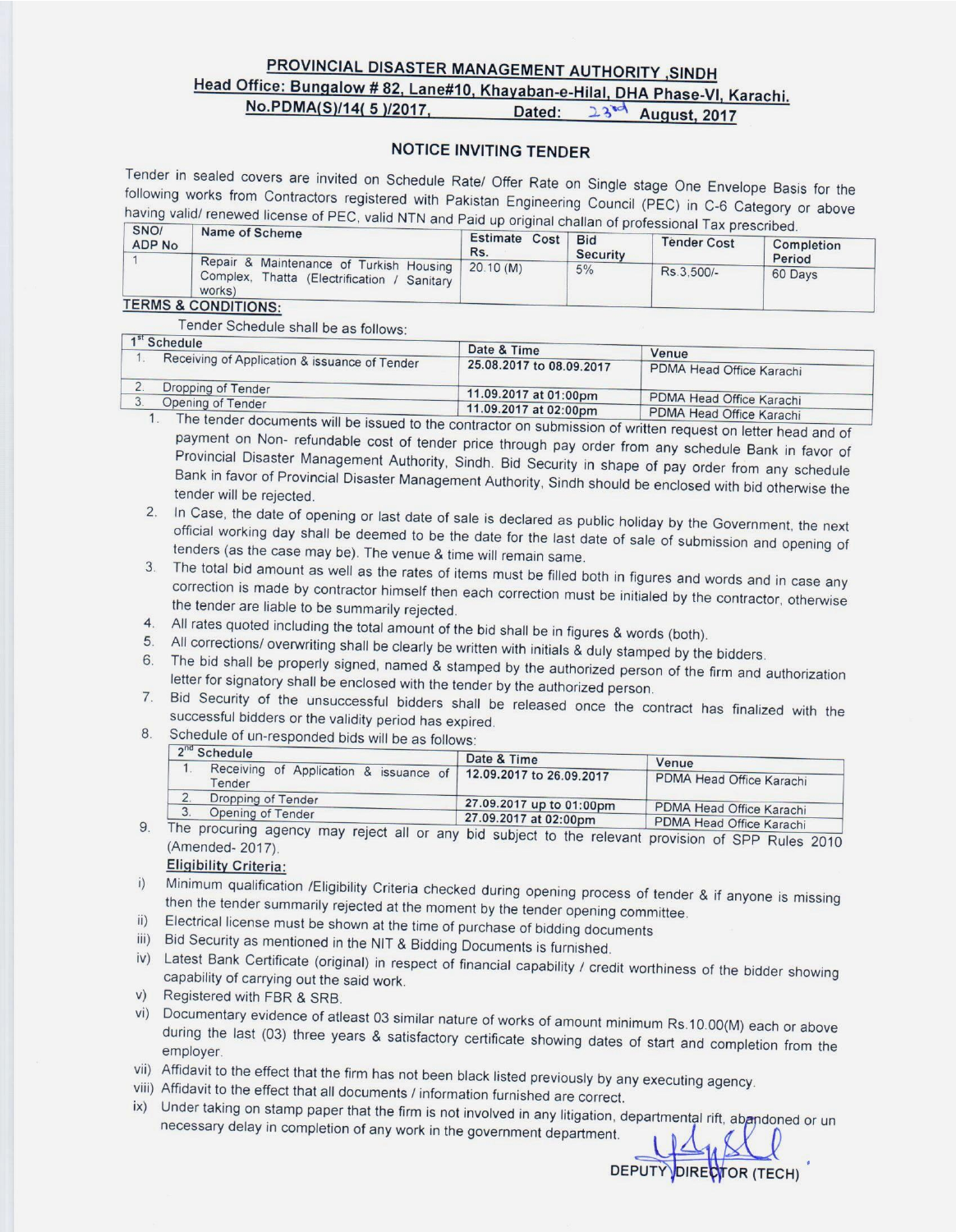# PROVINCIAL DISASTER MANAGEMENT AUTHORITY ,SINDH

**Head Office: Bungalow # 82, Lane#10, Khayaban-e-Hilal, DHA Phase-VI, Karachi.**

**No.PDMA(S)/14( 5 )/2017, Dated: 23rd August, 2017**

## NOTICE INVITING TENDER

Tender in sealed covers are invited on Schedule Rate/ Offer Rate on Single stage One Envelope Basis for the following works from Contractors registered with Pakistan Engineering Council (PEC) in C-6 Category or above having valid/ renewed license of PEC, valid NTN and Paid up original challan of professional Tax prescribed.

| SNO/ ADP No | Name of Scheme | Estimate Cost Rs. | Bid Security | Tender Cost | Completion Period |
|---|---|---|---|---|---|
| 1 | Repair & Maintenance of Turkish Housing Complex, Thatta (Electrification / Sanitary works) | 20.10 (M) | 5% | Rs.3,500/- | 60 Days |

**TERMS & CONDITIONS:**

Tender Schedule shall be as follows:

| 1st Schedule | Date & Time | Venue |
|---|---|---|
| 1. Receiving of Application & issuance of Tender | 25.08.2017 to 08.09.2017 | PDMA Head Office Karachi |
| 2. Dropping of Tender | 11.09.2017 at 01:00pm | PDMA Head Office Karachi |
| 3. Opening of Tender | 11.09.2017 at 02:00pm | PDMA Head Office Karachi |

1. The tender documents will be issued to the contractor on submission of written request on letter head and of payment on Non- refundable cost of tender price through pay order from any schedule Bank in favor of Provincial Disaster Management Authority, Sindh. Bid Security in shape of pay order from any schedule Bank in favor of Provincial Disaster Management Authority, Sindh should be enclosed with bid otherwise the tender will be rejected.
2. In Case, the date of opening or last date of sale is declared as public holiday by the Government, the next official working day shall be deemed to be the date for the last date of sale of submission and opening of tenders (as the case may be). The venue & time will remain same.
3. The total bid amount as well as the rates of items must be filled both in figures and words and in case any correction is made by contractor himself then each correction must be initialed by the contractor, otherwise the tender are liable to be summarily rejected.
4. All rates quoted including the total amount of the bid shall be in figures & words (both).
5. All corrections/ overwriting shall be clearly be written with initials & duly stamped by the bidders.
6. The bid shall be properly signed, named & stamped by the authorized person of the firm and authorization letter for signatory shall be enclosed with the tender by the authorized person.
7. Bid Security of the unsuccessful bidders shall be released once the contract has finalized with the successful bidders or the validity period has expired.
8. Schedule of un-responded bids will be as follows:

| 2nd Schedule | Date & Time | Venue |
|---|---|---|
| 1. Receiving of Application & issuance of Tender | 12.09.2017 to 26.09.2017 | PDMA Head Office Karachi |
| 2. Dropping of Tender | 27.09.2017 up to 01:00pm | PDMA Head Office Karachi |
| 3. Opening of Tender | 27.09.2017 at 02:00pm | PDMA Head Office Karachi |

9. The procuring agency may reject all or any bid subject to the relevant provision of SPP Rules 2010 (Amended- 2017).

**Eligibility Criteria:**

i) Minimum qualification /Eligibility Criteria checked during opening process of tender & if anyone is missing then the tender summarily rejected at the moment by the tender opening committee.

ii) Electrical license must be shown at the time of purchase of bidding documents

iii) Bid Security as mentioned in the NIT & Bidding Documents is furnished.

iv) Latest Bank Certificate (original) in respect of financial capability / credit worthiness of the bidder showing capability of carrying out the said work.

v) Registered with FBR & SRB.

vi) Documentary evidence of atleast 03 similar nature of works of amount minimum Rs.10.00(M) each or above during the last (03) three years & satisfactory certificate showing dates of start and completion from the employer.

vii) Affidavit to the effect that the firm has not been black listed previously by any executing agency.

viii) Affidavit to the effect that all documents / information furnished are correct.

ix) Under taking on stamp paper that the firm is not involved in any litigation, departmental rift, abandoned or un necessary delay in completion of any work in the government department.

DEPUTY DIRECTOR (TECH)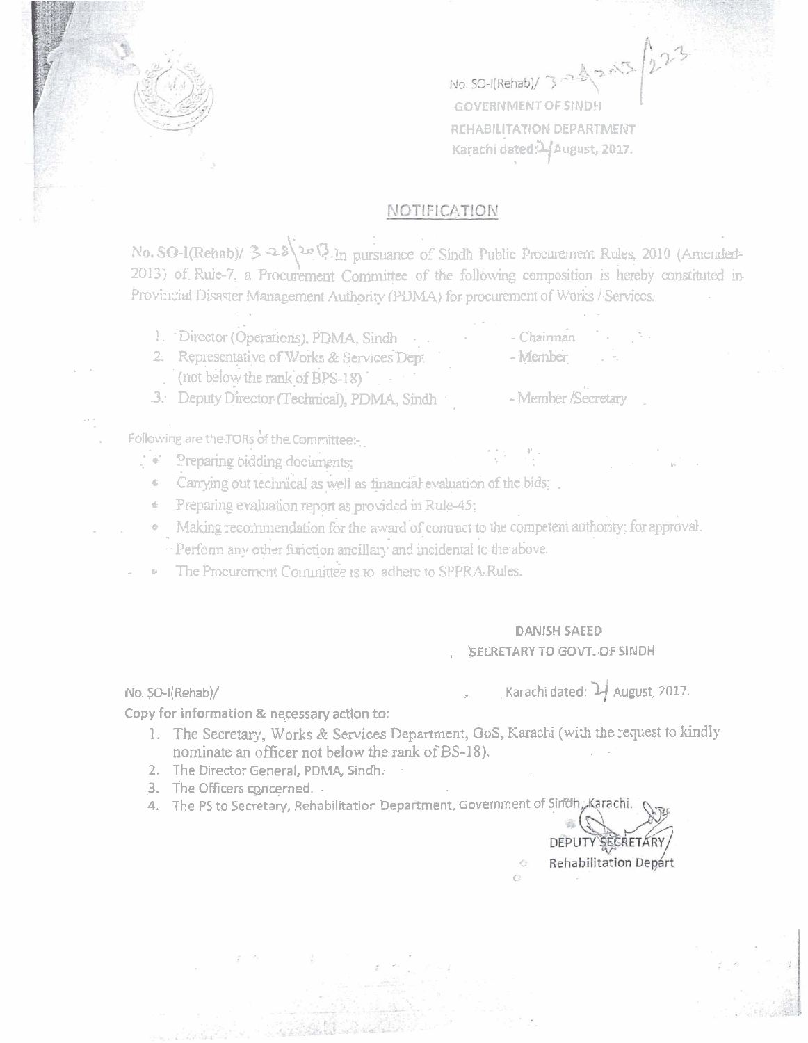No. SO-I(Rehab)/ 3-28\2013/223

GOVERNMENT OF SINDH
REHABILITATION DEPARTMENT
Karachi dated: 2 August, 2017.

## NOTIFICATION

No. SO-I(Rehab)/ 3-28\2013. In pursuance of Sindh Public Procurement Rules, 2010 (Amended-2013) of Rule-7, a Procurement Committee of the following composition is hereby constituted in Provincial Disaster Management Authority (PDMA) for procurement of Works / Services.

1. Director (Operations), PDMA, Sindh - Chairman
2. Representative of Works & Services Dept (not below the rank of BPS-18) - Member
3. Deputy Director (Technical), PDMA, Sindh - Member /Secretary

Following are the TORs of the Committee:-

- Preparing bidding documents;
- Carrying out technical as well as financial evaluation of the bids;
- Preparing evaluation report as provided in Rule-45;
- Making recommendation for the award of contract to the competent authority; for approval.
  Perform any other function ancillary and incidental to the above.
- The Procurement Committee is to adhere to SPPRA Rules.

**DANISH SAEED**
**SECRETARY TO GOVT. OF SINDH**

No. SO-I(Rehab)/ Karachi dated: 2 August, 2017.

Copy for information & necessary action to:

1. The Secretary, Works & Services Department, GoS, Karachi (with the request to kindly nominate an officer not below the rank of BS-18).
2. The Director General, PDMA, Sindh.
3. The Officers concerned.
4. The PS to Secretary, Rehabilitation Department, Government of Sindh, Karachi.

DEPUTY SECRETARY
Rehabilitation Depart